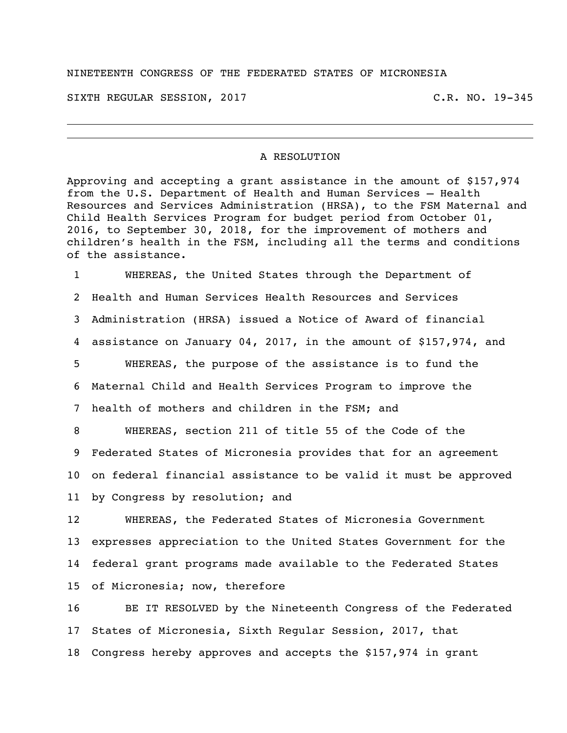NINETEENTH CONGRESS OF THE FEDERATED STATES OF MICRONESIA

SIXTH REGULAR SESSION, 2017 C.R. NO. 19-345

---

## A RESOLUTION

Approving and accepting a grant assistance in the amount of $157,974 from the U.S. Department of Health and Human Services – Health Resources and Services Administration (HRSA), to the FSM Maternal and Child Health Services Program for budget period from October 01, 2016, to September 30, 2018, for the improvement of mothers and children's health in the FSM, including all the terms and conditions of the assistance.

1 WHEREAS, the United States through the Department of
2 Health and Human Services Health Resources and Services
3 Administration (HRSA) issued a Notice of Award of financial
4 assistance on January 04, 2017, in the amount of $157,974, and
5 WHEREAS, the purpose of the assistance is to fund the
6 Maternal Child and Health Services Program to improve the
7 health of mothers and children in the FSM; and
8 WHEREAS, section 211 of title 55 of the Code of the
9 Federated States of Micronesia provides that for an agreement
10 on federal financial assistance to be valid it must be approved
11 by Congress by resolution; and
12 WHEREAS, the Federated States of Micronesia Government
13 expresses appreciation to the United States Government for the
14 federal grant programs made available to the Federated States
15 of Micronesia; now, therefore
16 BE IT RESOLVED by the Nineteenth Congress of the Federated
17 States of Micronesia, Sixth Regular Session, 2017, that
18 Congress hereby approves and accepts the $157,974 in grant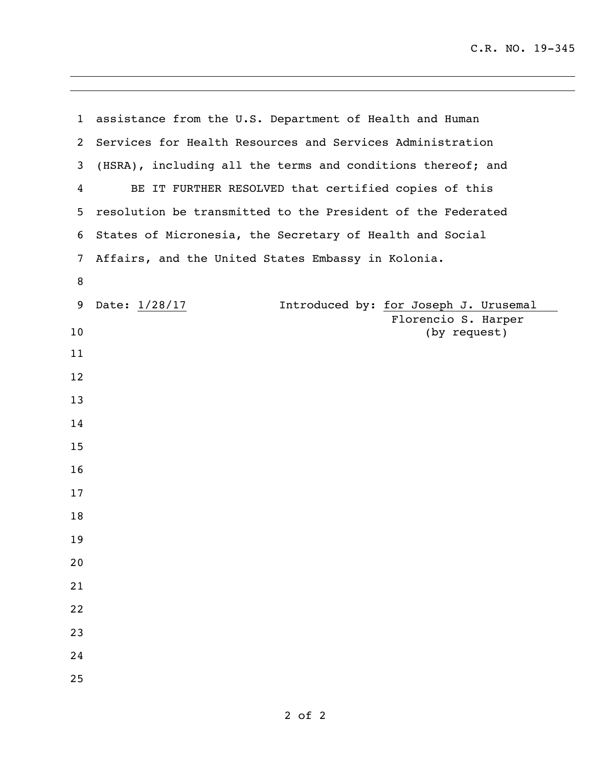assistance from the U.S. Department of Health and Human Services for Health Resources and Services Administration (HSRA), including all the terms and conditions thereof; and

BE IT FURTHER RESOLVED that certified copies of this resolution be transmitted to the President of the Federated States of Micronesia, the Secretary of Health and Social Affairs, and the United States Embassy in Kolonia.

Date: 1/28/17

Introduced by: for Joseph J. Urusemal
Florencio S. Harper
(by request)